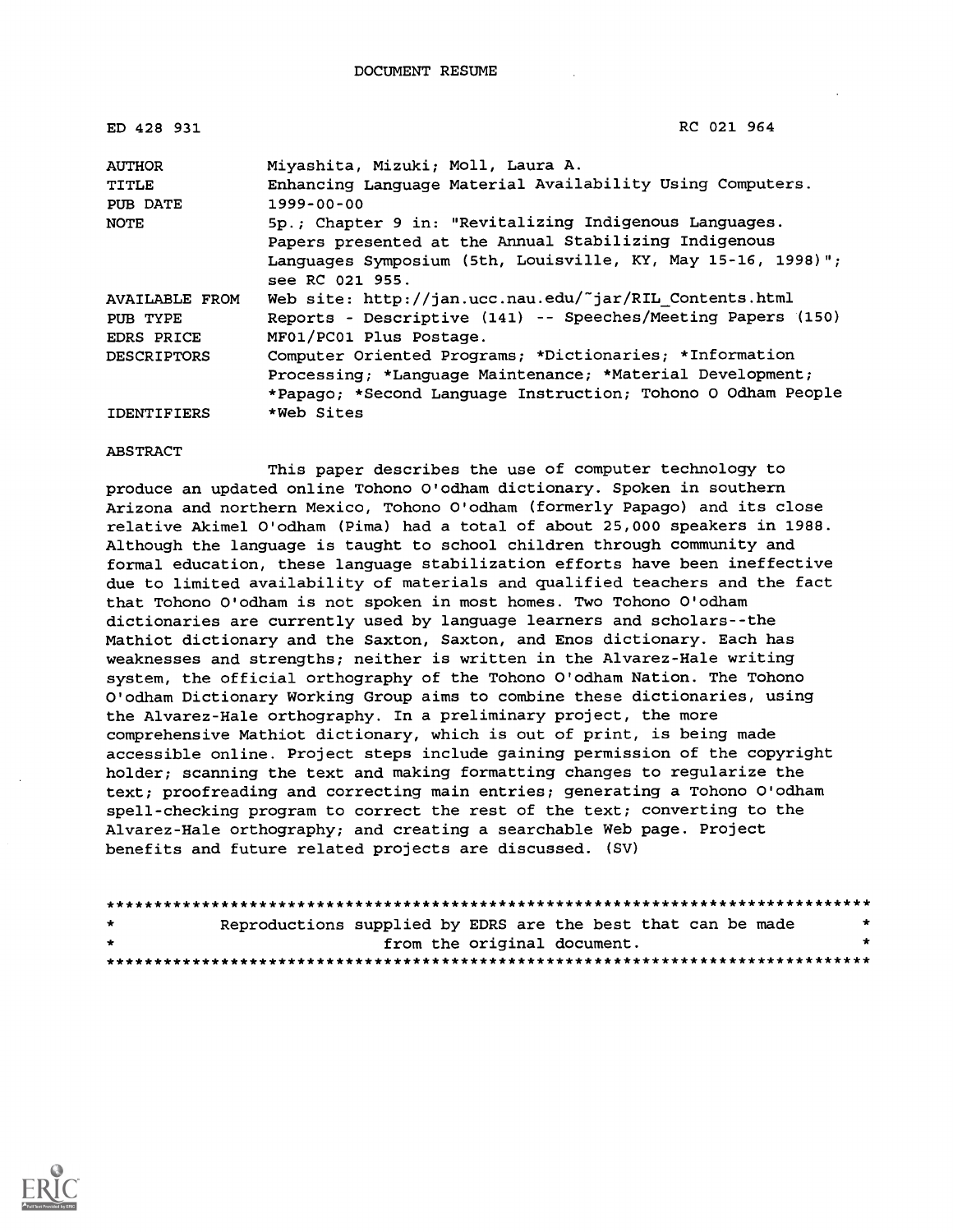DOCUMENT RESUME

ED 428 931 RC 021 964

| | |
|---|---|
| AUTHOR | Miyashita, Mizuki; Moll, Laura A. |
| TITLE | Enhancing Language Material Availability Using Computers. |
| PUB DATE | 1999-00-00 |
| NOTE | 5p.; Chapter 9 in: "Revitalizing Indigenous Languages. Papers presented at the Annual Stabilizing Indigenous Languages Symposium (5th, Louisville, KY, May 15-16, 1998)"; see RC 021 955. |
| AVAILABLE FROM | Web site: http://jan.ucc.nau.edu/~jar/RIL_Contents.html |
| PUB TYPE | Reports - Descriptive (141) -- Speeches/Meeting Papers (150) |
| EDRS PRICE | MF01/PC01 Plus Postage. |
| DESCRIPTORS | Computer Oriented Programs; *Dictionaries; *Information Processing; *Language Maintenance; *Material Development; *Papago; *Second Language Instruction; Tohono O Odham People |
| IDENTIFIERS | *Web Sites |

ABSTRACT

This paper describes the use of computer technology to produce an updated online Tohono O'odham dictionary. Spoken in southern Arizona and northern Mexico, Tohono O'odham (formerly Papago) and its close relative Akimel O'odham (Pima) had a total of about 25,000 speakers in 1988. Although the language is taught to school children through community and formal education, these language stabilization efforts have been ineffective due to limited availability of materials and qualified teachers and the fact that Tohono O'odham is not spoken in most homes. Two Tohono O'odham dictionaries are currently used by language learners and scholars--the Mathiot dictionary and the Saxton, Saxton, and Enos dictionary. Each has weaknesses and strengths; neither is written in the Alvarez-Hale writing system, the official orthography of the Tohono O'odham Nation. The Tohono O'odham Dictionary Working Group aims to combine these dictionaries, using the Alvarez-Hale orthography. In a preliminary project, the more comprehensive Mathiot dictionary, which is out of print, is being made accessible online. Project steps include gaining permission of the copyright holder; scanning the text and making formatting changes to regularize the text; proofreading and correcting main entries; generating a Tohono O'odham spell-checking program to correct the rest of the text; converting to the Alvarez-Hale orthography; and creating a searchable Web page. Project benefits and future related projects are discussed. (SV)

********************************************************************************
* Reproductions supplied by EDRS are the best that can be made *
* from the original document. *
********************************************************************************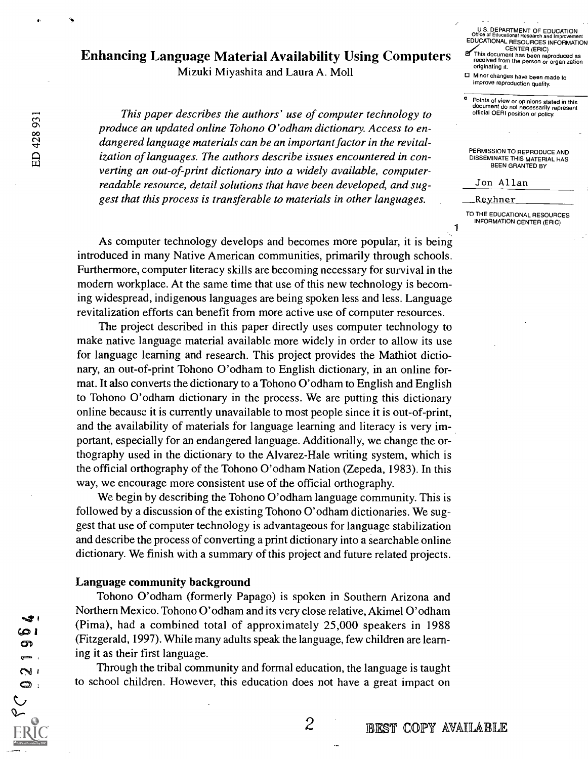# Enhancing Language Material Availability Using Computers

Mizuki Miyashita and Laura A. Moll

*This paper describes the authors' use of computer technology to produce an updated online Tohono O'odham dictionary. Access to endangered language materials can be an important factor in the revitalization of languages. The authors describe issues encountered in converting an out-of-print dictionary into a widely available, computer-readable resource, detail solutions that have been developed, and suggest that this process is transferable to materials in other languages.*

As computer technology develops and becomes more popular, it is being introduced in many Native American communities, primarily through schools. Furthermore, computer literacy skills are becoming necessary for survival in the modern workplace. At the same time that use of this new technology is becoming widespread, indigenous languages are being spoken less and less. Language revitalization efforts can benefit from more active use of computer resources.

The project described in this paper directly uses computer technology to make native language material available more widely in order to allow its use for language learning and research. This project provides the Mathiot dictionary, an out-of-print Tohono O'odham to English dictionary, in an online format. It also converts the dictionary to a Tohono O'odham to English and English to Tohono O'odham dictionary in the process. We are putting this dictionary online because it is currently unavailable to most people since it is out-of-print, and the availability of materials for language learning and literacy is very important, especially for an endangered language. Additionally, we change the orthography used in the dictionary to the Alvarez-Hale writing system, which is the official orthography of the Tohono O'odham Nation (Zepeda, 1983). In this way, we encourage more consistent use of the official orthography.

We begin by describing the Tohono O'odham language community. This is followed by a discussion of the existing Tohono O'odham dictionaries. We suggest that use of computer technology is advantageous for language stabilization and describe the process of converting a print dictionary into a searchable online dictionary. We finish with a summary of this project and future related projects.

## Language community background

Tohono O'odham (formerly Papago) is spoken in Southern Arizona and Northern Mexico. Tohono O'odham and its very close relative, Akimel O'odham (Pima), had a combined total of approximately 25,000 speakers in 1988 (Fitzgerald, 1997). While many adults speak the language, few children are learning it as their first language.

Through the tribal community and formal education, the language is taught to school children. However, this education does not have a great impact on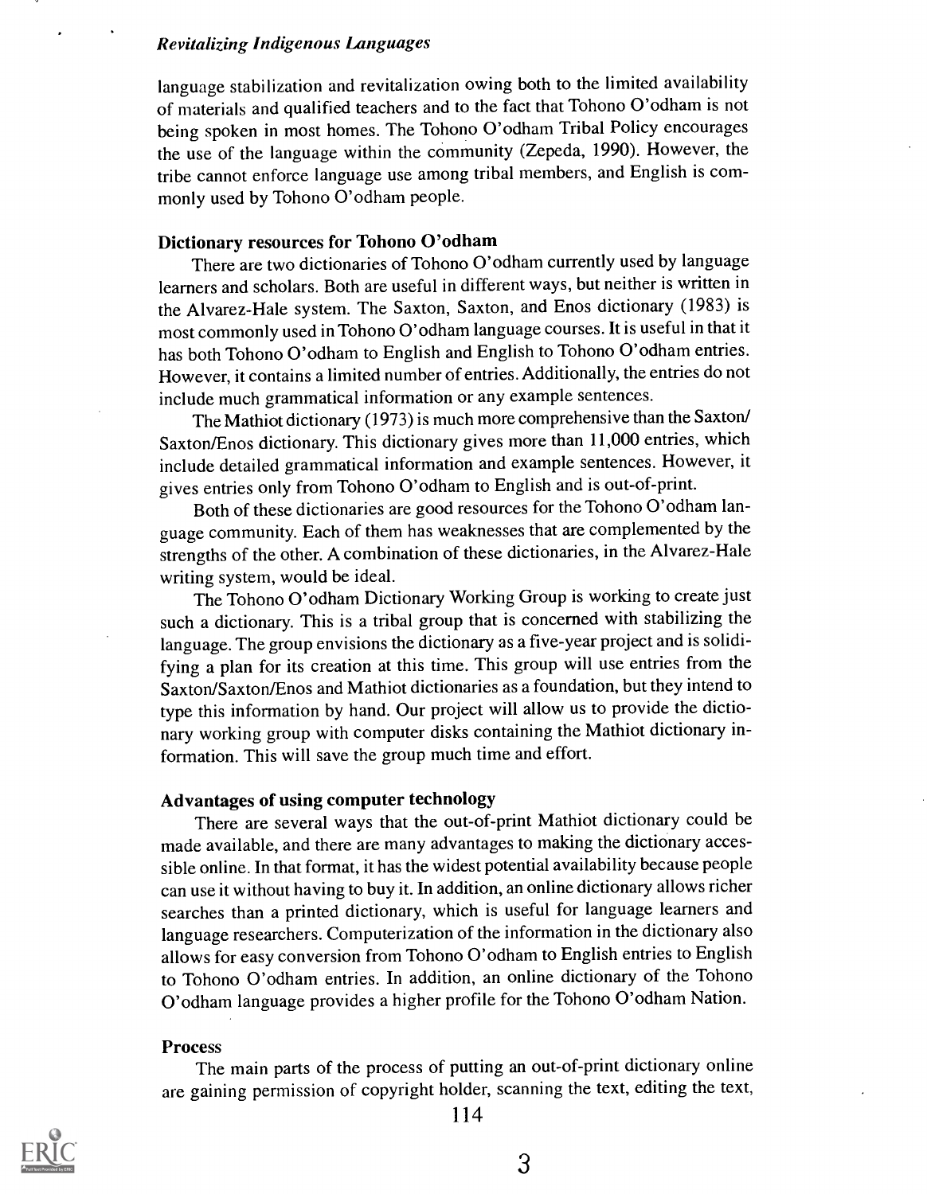language stabilization and revitalization owing both to the limited availability of materials and qualified teachers and to the fact that Tohono O'odham is not being spoken in most homes. The Tohono O'odham Tribal Policy encourages the use of the language within the community (Zepeda, 1990). However, the tribe cannot enforce language use among tribal members, and English is commonly used by Tohono O'odham people.

### Dictionary resources for Tohono O'odham

There are two dictionaries of Tohono O'odham currently used by language learners and scholars. Both are useful in different ways, but neither is written in the Alvarez-Hale system. The Saxton, Saxton, and Enos dictionary (1983) is most commonly used in Tohono O'odham language courses. It is useful in that it has both Tohono O'odham to English and English to Tohono O'odham entries. However, it contains a limited number of entries. Additionally, the entries do not include much grammatical information or any example sentences.

The Mathiot dictionary (1973) is much more comprehensive than the Saxton/Saxton/Enos dictionary. This dictionary gives more than 11,000 entries, which include detailed grammatical information and example sentences. However, it gives entries only from Tohono O'odham to English and is out-of-print.

Both of these dictionaries are good resources for the Tohono O'odham language community. Each of them has weaknesses that are complemented by the strengths of the other. A combination of these dictionaries, in the Alvarez-Hale writing system, would be ideal.

The Tohono O'odham Dictionary Working Group is working to create just such a dictionary. This is a tribal group that is concerned with stabilizing the language. The group envisions the dictionary as a five-year project and is solidifying a plan for its creation at this time. This group will use entries from the Saxton/Saxton/Enos and Mathiot dictionaries as a foundation, but they intend to type this information by hand. Our project will allow us to provide the dictionary working group with computer disks containing the Mathiot dictionary information. This will save the group much time and effort.

### Advantages of using computer technology

There are several ways that the out-of-print Mathiot dictionary could be made available, and there are many advantages to making the dictionary accessible online. In that format, it has the widest potential availability because people can use it without having to buy it. In addition, an online dictionary allows richer searches than a printed dictionary, which is useful for language learners and language researchers. Computerization of the information in the dictionary also allows for easy conversion from Tohono O'odham to English entries to English to Tohono O'odham entries. In addition, an online dictionary of the Tohono O'odham language provides a higher profile for the Tohono O'odham Nation.

### Process

The main parts of the process of putting an out-of-print dictionary online are gaining permission of copyright holder, scanning the text, editing the text,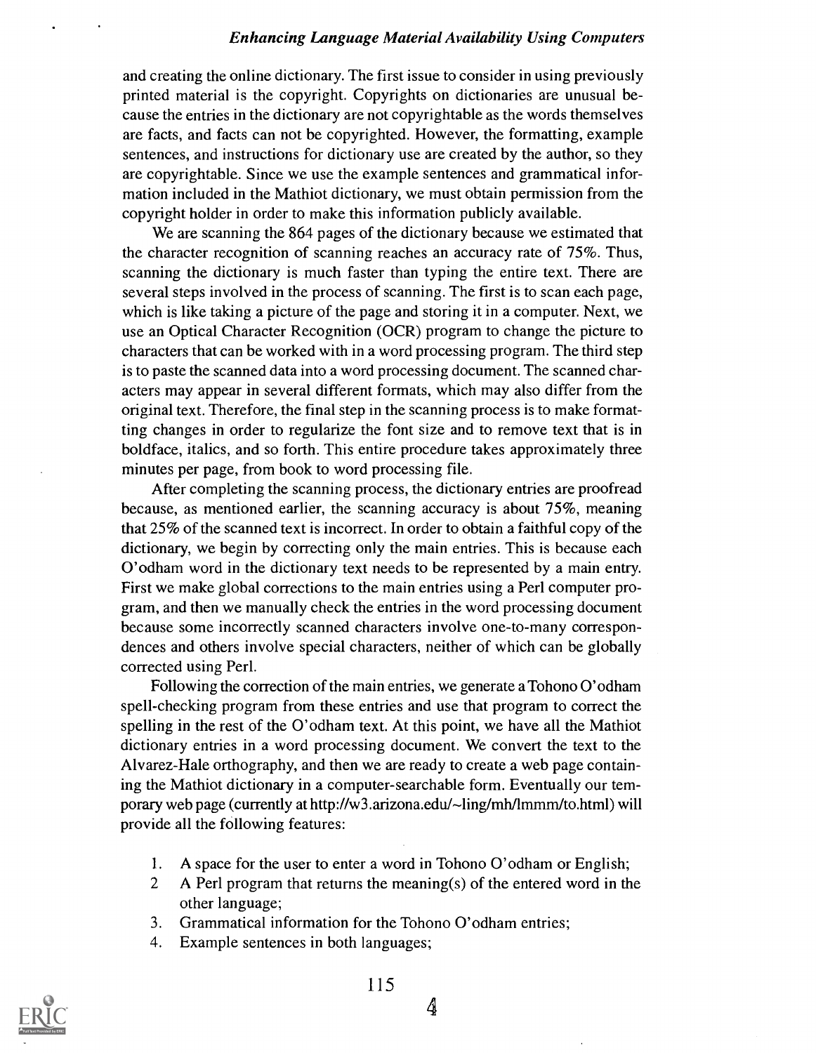and creating the online dictionary. The first issue to consider in using previously printed material is the copyright. Copyrights on dictionaries are unusual because the entries in the dictionary are not copyrightable as the words themselves are facts, and facts can not be copyrighted. However, the formatting, example sentences, and instructions for dictionary use are created by the author, so they are copyrightable. Since we use the example sentences and grammatical information included in the Mathiot dictionary, we must obtain permission from the copyright holder in order to make this information publicly available.

We are scanning the 864 pages of the dictionary because we estimated that the character recognition of scanning reaches an accuracy rate of 75%. Thus, scanning the dictionary is much faster than typing the entire text. There are several steps involved in the process of scanning. The first is to scan each page, which is like taking a picture of the page and storing it in a computer. Next, we use an Optical Character Recognition (OCR) program to change the picture to characters that can be worked with in a word processing program. The third step is to paste the scanned data into a word processing document. The scanned characters may appear in several different formats, which may also differ from the original text. Therefore, the final step in the scanning process is to make formatting changes in order to regularize the font size and to remove text that is in boldface, italics, and so forth. This entire procedure takes approximately three minutes per page, from book to word processing file.

After completing the scanning process, the dictionary entries are proofread because, as mentioned earlier, the scanning accuracy is about 75%, meaning that 25% of the scanned text is incorrect. In order to obtain a faithful copy of the dictionary, we begin by correcting only the main entries. This is because each O'odham word in the dictionary text needs to be represented by a main entry. First we make global corrections to the main entries using a Perl computer program, and then we manually check the entries in the word processing document because some incorrectly scanned characters involve one-to-many correspondences and others involve special characters, neither of which can be globally corrected using Perl.

Following the correction of the main entries, we generate a Tohono O'odham spell-checking program from these entries and use that program to correct the spelling in the rest of the O'odham text. At this point, we have all the Mathiot dictionary entries in a word processing document. We convert the text to the Alvarez-Hale orthography, and then we are ready to create a web page containing the Mathiot dictionary in a computer-searchable form. Eventually our temporary web page (currently at http://w3.arizona.edu/~ling/mh/lmmm/to.html) will provide all the following features:

1. A space for the user to enter a word in Tohono O'odham or English;
2. A Perl program that returns the meaning(s) of the entered word in the other language;
3. Grammatical information for the Tohono O'odham entries;
4. Example sentences in both languages;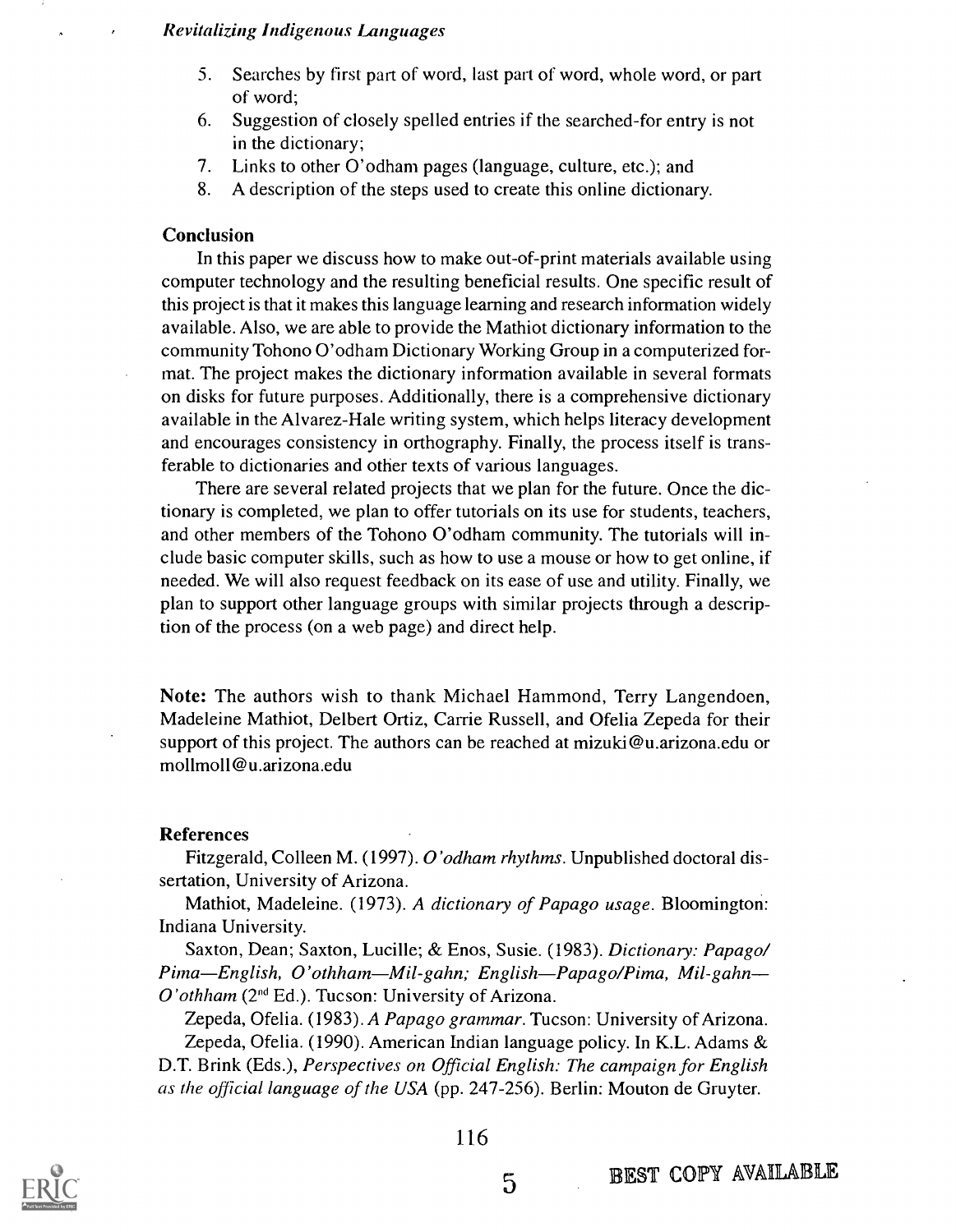5. Searches by first part of word, last part of word, whole word, or part of word;
6. Suggestion of closely spelled entries if the searched-for entry is not in the dictionary;
7. Links to other O'odham pages (language, culture, etc.); and
8. A description of the steps used to create this online dictionary.

## Conclusion

In this paper we discuss how to make out-of-print materials available using computer technology and the resulting beneficial results. One specific result of this project is that it makes this language learning and research information widely available. Also, we are able to provide the Mathiot dictionary information to the community Tohono O'odham Dictionary Working Group in a computerized format. The project makes the dictionary information available in several formats on disks for future purposes. Additionally, there is a comprehensive dictionary available in the Alvarez-Hale writing system, which helps literacy development and encourages consistency in orthography. Finally, the process itself is transferable to dictionaries and other texts of various languages.

There are several related projects that we plan for the future. Once the dictionary is completed, we plan to offer tutorials on its use for students, teachers, and other members of the Tohono O'odham community. The tutorials will include basic computer skills, such as how to use a mouse or how to get online, if needed. We will also request feedback on its ease of use and utility. Finally, we plan to support other language groups with similar projects through a description of the process (on a web page) and direct help.

**Note:** The authors wish to thank Michael Hammond, Terry Langendoen, Madeleine Mathiot, Delbert Ortiz, Carrie Russell, and Ofelia Zepeda for their support of this project. The authors can be reached at mizuki@u.arizona.edu or mollmoll@u.arizona.edu

## References

Fitzgerald, Colleen M. (1997). *O'odham rhythms*. Unpublished doctoral dissertation, University of Arizona.

Mathiot, Madeleine. (1973). *A dictionary of Papago usage*. Bloomington: Indiana University.

Saxton, Dean; Saxton, Lucille; & Enos, Susie. (1983). *Dictionary: Papago/Pima—English, O'othham—Mil-gahn; English—Papago/Pima, Mil-gahn—O'othham* (2nd Ed.). Tucson: University of Arizona.

Zepeda, Ofelia. (1983). *A Papago grammar*. Tucson: University of Arizona.

Zepeda, Ofelia. (1990). American Indian language policy. In K.L. Adams & D.T. Brink (Eds.), *Perspectives on Official English: The campaign for English as the official language of the USA* (pp. 247-256). Berlin: Mouton de Gruyter.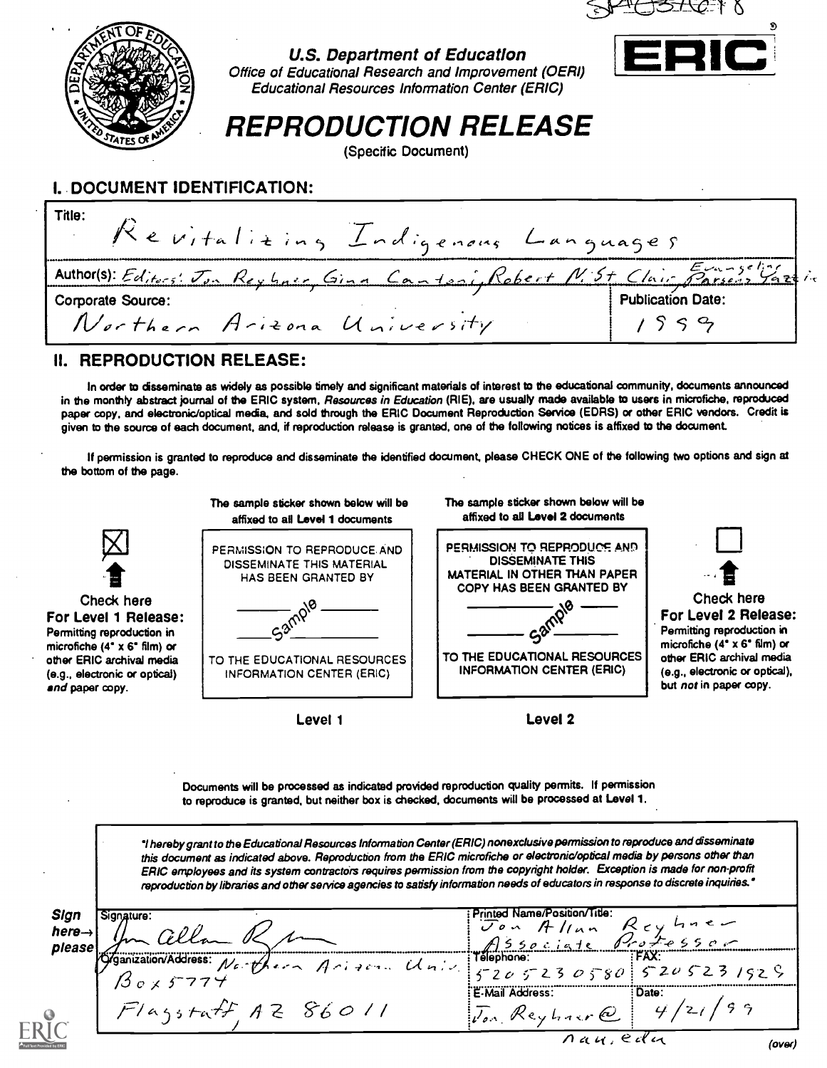U.S. Department of Education
Office of Educational Research and Improvement (OERI)
Educational Resources Information Center (ERIC)

# REPRODUCTION RELEASE

(Specific Document)

## I. DOCUMENT IDENTIFICATION:

Title: Revitalizing Indigenous Languages

Author(s): Editors: Jon Reyhner, Gina Cantoni, Robert N. St. Clair, Evangeline Parsons Yazzie

Corporate Source: Northern Arizona University

Publication Date: 1999

## II. REPRODUCTION RELEASE:

In order to disseminate as widely as possible timely and significant materials of interest to the educational community, documents announced in the monthly abstract journal of the ERIC system, *Resources in Education* (RIE), are usually made available to users in microfiche, reproduced paper copy, and electronic/optical media, and sold through the ERIC Document Reproduction Service (EDRS) or other ERIC vendors. Credit is given to the source of each document, and, if reproduction release is granted, one of the following notices is affixed to the document.

If permission is granted to reproduce and disseminate the identified document, please CHECK ONE of the following two options and sign at the bottom of the page.

[X] **Check here For Level 1 Release:** Permitting reproduction in microfiche (4" x 6" film) or other ERIC archival media (e.g., electronic or optical) *and* paper copy.

The sample sticker shown below will be affixed to all Level 1 documents

PERMISSION TO REPRODUCE AND DISSEMINATE THIS MATERIAL HAS BEEN GRANTED BY

Sample

TO THE EDUCATIONAL RESOURCES INFORMATION CENTER (ERIC)

Level 1

The sample sticker shown below will be affixed to all Level 2 documents

PERMISSION TO REPRODUCE AND DISSEMINATE THIS MATERIAL IN OTHER THAN PAPER COPY HAS BEEN GRANTED BY

Sample

TO THE EDUCATIONAL RESOURCES INFORMATION CENTER (ERIC)

Level 2

[ ] **Check here For Level 2 Release:** Permitting reproduction in microfiche (4" x 6" film) or other ERIC archival media (e.g., electronic or optical), but *not* in paper copy.

Documents will be processed as indicated provided reproduction quality permits. If permission to reproduce is granted, but neither box is checked, documents will be processed at Level 1.

*"I hereby grant to the Educational Resources Information Center (ERIC) nonexclusive permission to reproduce and disseminate this document as indicated above. Reproduction from the ERIC microfiche or electronic/optical media by persons other than ERIC employees and its system contractors requires permission from the copyright holder. Exception is made for non-profit reproduction by libraries and other service agencies to satisfy information needs of educators in response to discrete inquiries."*

**Sign here→ please**

Signature: Jon Allan Reyhner

Printed Name/Position/Title: Jon Allan Reyhner, Associate Professor

Organization/Address: Northern Arizona Univ. Box 5774 Flagstaff, AZ 86011

Telephone: 520 523 0580

FAX: 520 523 1929

E-Mail Address: Jon.Reyhner@nau.edu

Date: 4/21/99

(over)